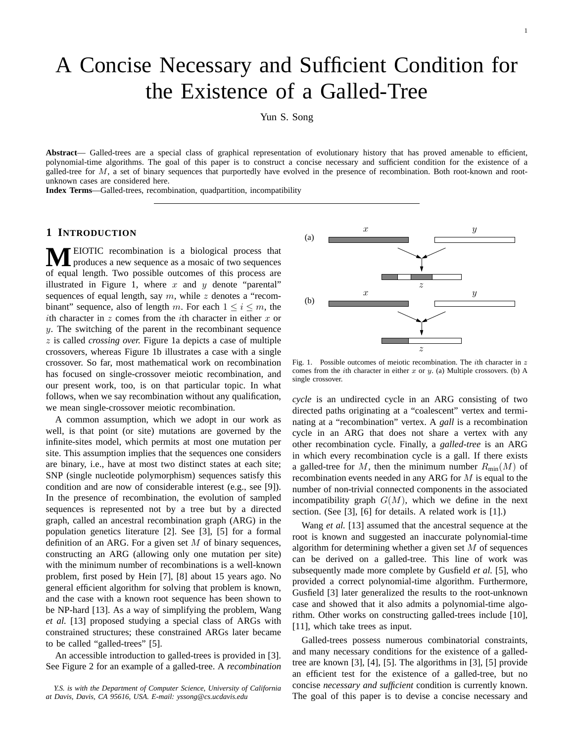# A Concise Necessary and Sufficient Condition for the Existence of a Galled-Tree

Yun S. Song

**Abstract**— Galled-trees are a special class of graphical representation of evolutionary history that has proved amenable to efficient, polynomial-time algorithms. The goal of this paper is to construct a concise necessary and sufficient condition for the existence of a galled-tree for $M$, a set of binary sequences that purportedly have evolved in the presence of recombination. Both root-known and root-unknown cases are considered here.

**Index Terms**—Galled-trees, recombination, quadpartition, incompatibility

## 1 Introduction

Meiotic recombination is a biological process that produces a new sequence as a mosaic of two sequences of equal length. Two possible outcomes of this process are illustrated in Figure 1, where $x$ and $y$ denote "parental" sequences of equal length, say $m$, while $z$ denotes a "recombinant" sequence, also of length $m$. For each $1 \leq i \leq m$, the $i$th character in $z$ comes from the $i$th character in either $x$ or $y$. The switching of the parent in the recombinant sequence $z$ is called *crossing over.* Figure 1a depicts a case of multiple crossovers, whereas Figure 1b illustrates a case with a single crossover. So far, most mathematical work on recombination has focused on single-crossover meiotic recombination, and our present work, too, is on that particular topic. In what follows, when we say recombination without any qualification, we mean single-crossover meiotic recombination.

A common assumption, which we adopt in our work as well, is that point (or site) mutations are governed by the infinite-sites model, which permits at most one mutation per site. This assumption implies that the sequences one considers are binary, i.e., have at most two distinct states at each site; SNP (single nucleotide polymorphism) sequences satisfy this condition and are now of considerable interest (e.g., see [9]). In the presence of recombination, the evolution of sampled sequences is represented not by a tree but by a directed graph, called an ancestral recombination graph (ARG) in the population genetics literature [2]. See [3], [5] for a formal definition of an ARG. For a given set $M$ of binary sequences, constructing an ARG (allowing only one mutation per site) with the minimum number of recombinations is a well-known problem, first posed by Hein [7], [8] about 15 years ago. No general efficient algorithm for solving that problem is known, and the case with a known root sequence has been shown to be NP-hard [13]. As a way of simplifying the problem, Wang *et al.* [13] proposed studying a special class of ARGs with constrained structures; these constrained ARGs later became to be called "galled-trees" [5].

An accessible introduction to galled-trees is provided in [3]. See Figure 2 for an example of a galled-tree. A *recombination cycle* is an undirected cycle in an ARG consisting of two directed paths originating at a "coalescent" vertex and terminating at a "recombination" vertex. A *gall* is a recombination cycle in an ARG that does not share a vertex with any other recombination cycle. Finally, a *galled-tree* is an ARG in which every recombination cycle is a gall. If there exists a galled-tree for $M$, then the minimum number $R_{\text{min}}(M)$ of recombination events needed in any ARG for $M$ is equal to the number of non-trivial connected components in the associated incompatibility graph $G(M)$, which we define in the next section. (See [3], [6] for details. A related work is [1].)

Fig. 1. Possible outcomes of meiotic recombination. The $i$th character in $z$ comes from the $i$th character in either $x$ or $y$. (a) Multiple crossovers. (b) A single crossover.

Wang *et al.* [13] assumed that the ancestral sequence at the root is known and suggested an inaccurate polynomial-time algorithm for determining whether a given set $M$ of sequences can be derived on a galled-tree. This line of work was subsequently made more complete by Gusfield *et al.* [5], who provided a correct polynomial-time algorithm. Furthermore, Gusfield [3] later generalized the results to the root-unknown case and showed that it also admits a polynomial-time algorithm. Other works on constructing galled-trees include [10], [11], which take trees as input.

Galled-trees possess numerous combinatorial constraints, and many necessary conditions for the existence of a galled-tree are known [3], [4], [5]. The algorithms in [3], [5] provide an efficient test for the existence of a galled-tree, but no concise *necessary and sufficient* condition is currently known. The goal of this paper is to devise a concise necessary and

*Y.S. is with the Department of Computer Science, University of California at Davis, Davis, CA 95616, USA. E-mail: yssong@cs.ucdavis.edu*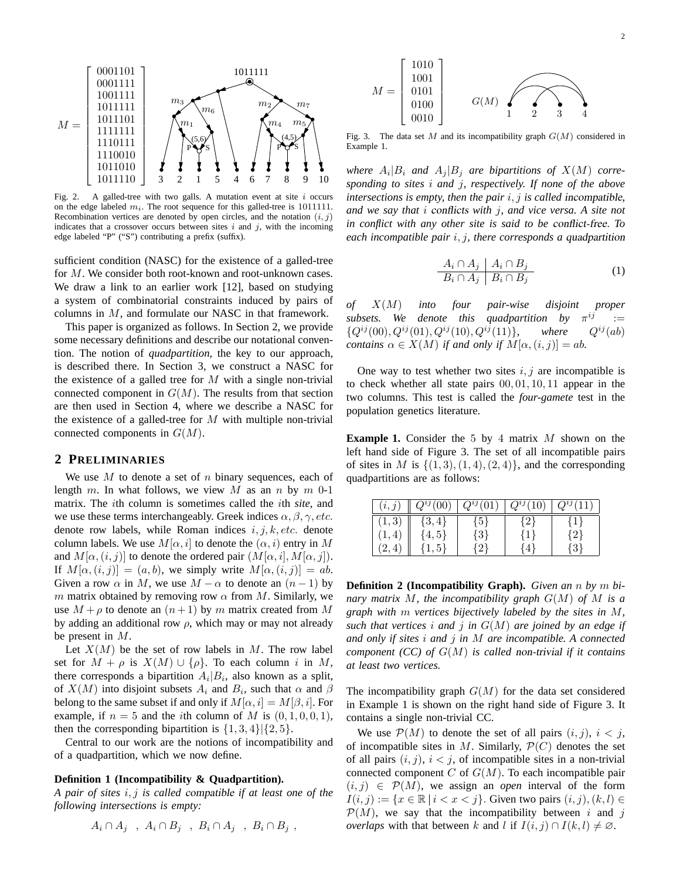$$
M = \begin{bmatrix} 0001101 \\ 0001111 \\ 1001111 \\ 1011111 \\ 1011101 \\ 1111111 \\ 1110111 \\ 1110010 \\ 1011010 \\ 1011110 \end{bmatrix}
$$

Fig. 2. A galled-tree with two galls. A mutation event at site $i$ occurs on the edge labeled $m_i$. The root sequence for this galled-tree is 1011111. Recombination vertices are denoted by open circles, and the notation $(i, j)$ indicates that a crossover occurs between sites $i$ and $j$, with the incoming edge labeled "P" ("S") contributing a prefix (suffix).

sufficient condition (NASC) for the existence of a galled-tree for $M$. We consider both root-known and root-unknown cases. We draw a link to an earlier work [12], based on studying a system of combinatorial constraints induced by pairs of columns in $M$, and formulate our NASC in that framework.

This paper is organized as follows. In Section 2, we provide some necessary definitions and describe our notational convention. The notion of *quadpartition*, the key to our approach, is described there. In Section 3, we construct a NASC for the existence of a galled tree for $M$ with a single non-trivial connected component in $G(M)$. The results from that section are then used in Section 4, where we describe a NASC for the existence of a galled-tree for $M$ with multiple non-trivial connected components in $G(M)$.

## 2 Preliminaries

We use $M$ to denote a set of $n$ binary sequences, each of length $m$. In what follows, we view $M$ as an $n$ by $m$ 0-1 matrix. The $i$th column is sometimes called the $i$th *site*, and we use these terms interchangeably. Greek indices $\alpha, \beta, \gamma, etc.$ denote row labels, while Roman indices $i, j, k, etc.$ denote column labels. We use $M[\alpha, i]$ to denote the $(\alpha, i)$ entry in $M$ and $M[\alpha, (i, j)]$ to denote the ordered pair $(M[\alpha, i], M[\alpha, j])$. If $M[\alpha, (i, j)] = (a, b)$, we simply write $M[\alpha, (i, j)] = ab$. Given a row $\alpha$ in $M$, we use $M - \alpha$ to denote an $(n-1)$ by $m$ matrix obtained by removing row $\alpha$ from $M$. Similarly, we use $M + \rho$ to denote an $(n+1)$ by $m$ matrix created from $M$ by adding an additional row $\rho$, which may or may not already be present in $M$.

Let $X(M)$ be the set of row labels in $M$. The row label set for $M + \rho$ is $X(M) \cup \{\rho\}$. To each column $i$ in $M$, there corresponds a bipartition $A_i | B_i$, also known as a split, of $X(M)$ into disjoint subsets $A_i$ and $B_i$, such that $\alpha$ and $\beta$ belong to the same subset if and only if $M[\alpha, i] = M[\beta, i]$. For example, if $n = 5$ and the $i$th column of $M$ is $(0, 1, 0, 0, 1)$, then the corresponding bipartition is $\{1, 3, 4\} | \{2, 5\}$.

Central to our work are the notions of incompatibility and of a quadpartition, which we now define.

**Definition 1 (Incompatibility & Quadpartition).** *A pair of sites $i, j$ is called compatible if at least one of the following intersections is empty:*

$$
A_i \cap A_j \;\;,\;\; A_i \cap B_j \;\;,\;\; B_i \cap A_j \;\;,\;\; B_i \cap B_j \;,
$$

*where $A_i | B_i$ and $A_j | B_j$ are bipartitions of $X(M)$ corresponding to sites $i$ and $j$, respectively. If none of the above intersections is empty, then the pair $i, j$ is called incompatible, and we say that $i$ conflicts with $j$, and vice versa. A site not in conflict with any other site is said to be conflict-free. To each incompatible pair $i, j$, there corresponds a quadpartition*

$$
\frac{A_i \cap A_j \;\big|\; A_i \cap B_j}{B_i \cap A_j \;\big|\; B_i \cap B_j} \tag{1}
$$

*of $X(M)$ into four pair-wise disjoint proper subsets. We denote this quadpartition by $\pi^{ij} := \{Q^{ij}(00), Q^{ij}(01), Q^{ij}(10), Q^{ij}(11)\}$, where $Q^{ij}(ab)$ contains $\alpha \in X(M)$ if and only if $M[\alpha, (i, j)] = ab$.*

One way to test whether two sites $i, j$ are incompatible is to check whether all state pairs $00, 01, 10, 11$ appear in the two columns. This test is called the *four-gamete* test in the population genetics literature.

$$
M = \begin{bmatrix} 1010 \\ 1001 \\ 0101 \\ 0100 \\ 0010 \end{bmatrix}
$$

Fig. 3. The data set $M$ and its incompatibility graph $G(M)$ considered in Example 1.

**Example 1.** Consider the 5 by 4 matrix $M$ shown on the left hand side of Figure 3. The set of all incompatible pairs of sites in $M$ is $\{(1, 3), (1, 4), (2, 4)\}$, and the corresponding quadpartitions are as follows:

| $(i, j)$ | $Q^{ij}(00)$ | $Q^{ij}(01)$ | $Q^{ij}(10)$ | $Q^{ij}(11)$ |
|---|---|---|---|---|
| $(1, 3)$ | $\{3, 4\}$ | $\{5\}$ | $\{2\}$ | $\{1\}$ |
| $(1, 4)$ | $\{4, 5\}$ | $\{3\}$ | $\{1\}$ | $\{2\}$ |
| $(2, 4)$ | $\{1, 5\}$ | $\{2\}$ | $\{4\}$ | $\{3\}$ |

**Definition 2 (Incompatibility Graph).** *Given an $n$ by $m$ binary matrix $M$, the incompatibility graph $G(M)$ of $M$ is a graph with $m$ vertices bijectively labeled by the sites in $M$, such that vertices $i$ and $j$ in $G(M)$ are joined by an edge if and only if sites $i$ and $j$ in $M$ are incompatible. A connected component (CC) of $G(M)$ is called non-trivial if it contains at least two vertices.*

The incompatibility graph $G(M)$ for the data set considered in Example 1 is shown on the right hand side of Figure 3. It contains a single non-trivial CC.

We use $\mathcal{P}(M)$ to denote the set of all pairs $(i, j)$, $i < j$, of incompatible sites in $M$. Similarly, $\mathcal{P}(C)$ denotes the set of all pairs $(i, j)$, $i < j$, of incompatible sites in a non-trivial connected component $C$ of $G(M)$. To each incompatible pair $(i, j) \in \mathcal{P}(M)$, we assign an *open* interval of the form $I(i, j) := \{x \in \mathbb{R} \,|\, i < x < j\}$. Given two pairs $(i, j), (k, l) \in \mathcal{P}(M)$, we say that the incompatibility between $i$ and $j$ *overlaps* with that between $k$ and $l$ if $I(i, j) \cap I(k, l) \neq \varnothing$.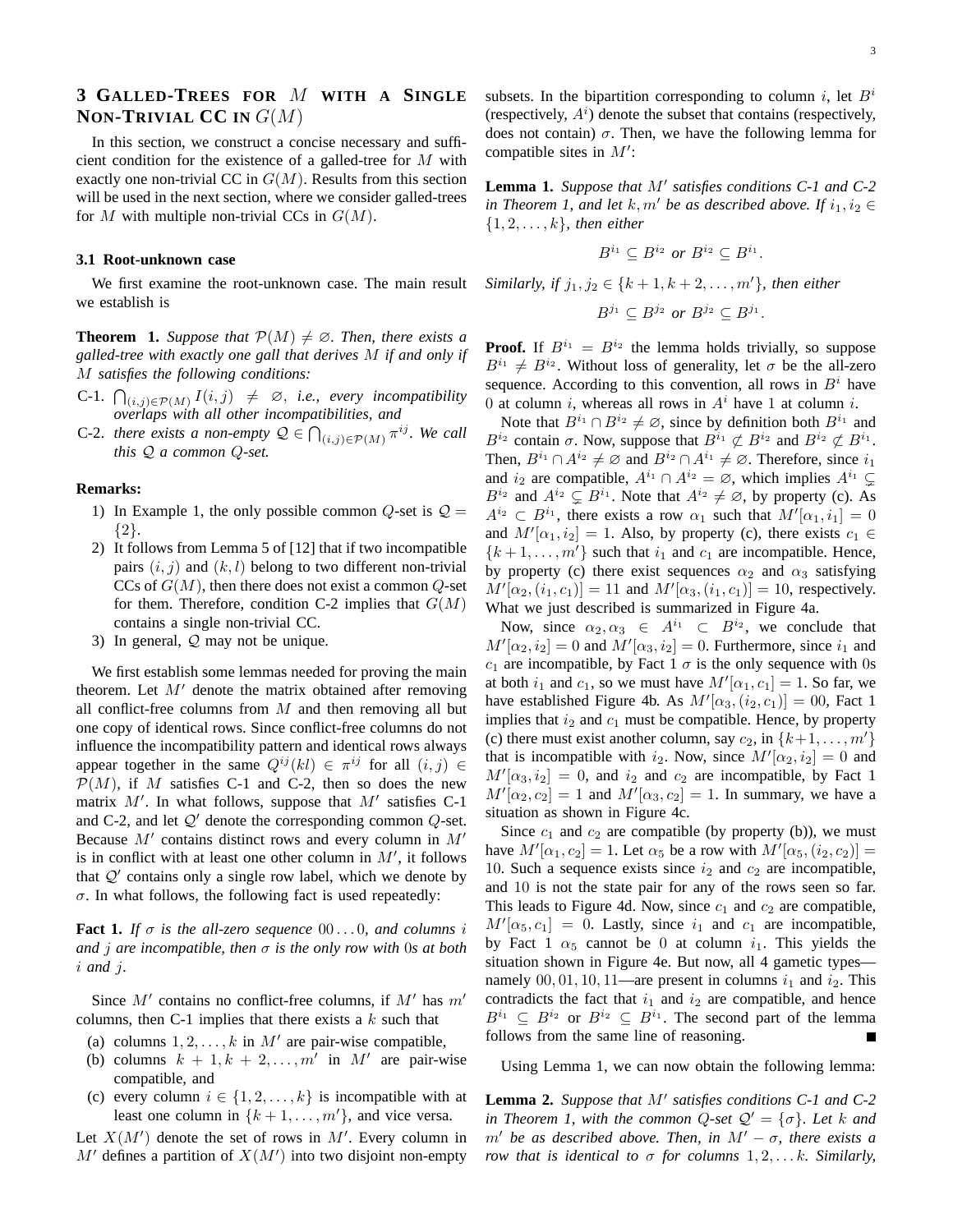## 3 Galled-Trees for $M$ with a Single Non-Trivial CC in $G(M)$

In this section, we construct a concise necessary and sufficient condition for the existence of a galled-tree for $M$ with exactly one non-trivial CC in $G(M)$. Results from this section will be used in the next section, where we consider galled-trees for $M$ with multiple non-trivial CCs in $G(M)$.

### 3.1 Root-unknown case

We first examine the root-unknown case. The main result we establish is

**Theorem 1.** *Suppose that $\mathcal{P}(M) \neq \varnothing$. Then, there exists a galled-tree with exactly one gall that derives $M$ if and only if $M$ satisfies the following conditions:*

- C-1. $\bigcap_{(i,j)\in\mathcal{P}(M)} I(i,j) \neq \varnothing$, *i.e., every incompatibility overlaps with all other incompatibilities, and*
- C-2. *there exists a non-empty $\mathcal{Q} \in \bigcap_{(i,j)\in\mathcal{P}(M)} \pi^{ij}$. We call this $\mathcal{Q}$ a common $Q$-set.*

**Remarks:**

1) In Example 1, the only possible common $Q$-set is $\mathcal{Q} = \{2\}$.
2) It follows from Lemma 5 of [12] that if two incompatible pairs $(i,j)$ and $(k,l)$ belong to two different non-trivial CCs of $G(M)$, then there does not exist a common $Q$-set for them. Therefore, condition C-2 implies that $G(M)$ contains a single non-trivial CC.
3) In general, $\mathcal{Q}$ may not be unique.

We first establish some lemmas needed for proving the main theorem. Let $M'$ denote the matrix obtained after removing all conflict-free columns from $M$ and then removing all but one copy of identical rows. Since conflict-free columns do not influence the incompatibility pattern and identical rows always appear together in the same $Q^{ij}(kl) \in \pi^{ij}$ for all $(i,j) \in \mathcal{P}(M)$, if $M$ satisfies C-1 and C-2, then so does the new matrix $M'$. In what follows, suppose that $M'$ satisfies C-1 and C-2, and let $\mathcal{Q}'$ denote the corresponding common $Q$-set. Because $M'$ contains distinct rows and every column in $M'$ is in conflict with at least one other column in $M'$, it follows that $\mathcal{Q}'$ contains only a single row label, which we denote by $\sigma$. In what follows, the following fact is used repeatedly:

**Fact 1.** *If $\sigma$ is the all-zero sequence $00\ldots0$, and columns $i$ and $j$ are incompatible, then $\sigma$ is the only row with 0s at both $i$ and $j$.*

Since $M'$ contains no conflict-free columns, if $M'$ has $m'$ columns, then C-1 implies that there exists a $k$ such that

(a) columns $1, 2, \ldots, k$ in $M'$ are pair-wise compatible,
(b) columns $k+1, k+2, \ldots, m'$ in $M'$ are pair-wise compatible, and
(c) every column $i \in \{1, 2, \ldots, k\}$ is incompatible with at least one column in $\{k+1, \ldots, m'\}$, and vice versa.

Let $X(M')$ denote the set of rows in $M'$. Every column in $M'$ defines a partition of $X(M')$ into two disjoint non-empty subsets. In the bipartition corresponding to column $i$, let $B^i$ (respectively, $A^i$) denote the subset that contains (respectively, does not contain) $\sigma$. Then, we have the following lemma for compatible sites in $M'$:

**Lemma 1.** *Suppose that $M'$ satisfies conditions C-1 and C-2 in Theorem 1, and let $k, m'$ be as described above. If $i_1, i_2 \in \{1, 2, \ldots, k\}$, then either*

$$B^{i_1} \subseteq B^{i_2} \text{ or } B^{i_2} \subseteq B^{i_1}.$$

*Similarly, if $j_1, j_2 \in \{k+1, k+2, \ldots, m'\}$, then either*

$$B^{j_1} \subseteq B^{j_2} \text{ or } B^{j_2} \subseteq B^{j_1}.$$

**Proof.** If $B^{i_1} = B^{i_2}$ the lemma holds trivially, so suppose $B^{i_1} \neq B^{i_2}$. Without loss of generality, let $\sigma$ be the all-zero sequence. According to this convention, all rows in $B^i$ have 0 at column $i$, whereas all rows in $A^i$ have 1 at column $i$.

Note that $B^{i_1} \cap B^{i_2} \neq \varnothing$, since by definition both $B^{i_1}$ and $B^{i_2}$ contain $\sigma$. Now, suppose that $B^{i_1} \not\subset B^{i_2}$ and $B^{i_2} \not\subset B^{i_1}$. Then, $B^{i_1} \cap A^{i_2} \neq \varnothing$ and $B^{i_2} \cap A^{i_1} \neq \varnothing$. Therefore, since $i_1$ and $i_2$ are compatible, $A^{i_1} \cap A^{i_2} = \varnothing$, which implies $A^{i_1} \subsetneq B^{i_2}$ and $A^{i_2} \subsetneq B^{i_1}$. Note that $A^{i_2} \neq \varnothing$, by property (c). As $A^{i_2} \subset B^{i_1}$, there exists a row $\alpha_1$ such that $M'[\alpha_1, i_1] = 0$ and $M'[\alpha_1, i_2] = 1$. Also, by property (c), there exists $c_1 \in \{k+1, \ldots, m'\}$ such that $i_1$ and $c_1$ are incompatible. Hence, by property (c) there exist sequences $\alpha_2$ and $\alpha_3$ satisfying $M'[\alpha_2, (i_1, c_1)] = 11$ and $M'[\alpha_3, (i_1, c_1)] = 10$, respectively. What we just described is summarized in Figure 4a.

Now, since $\alpha_2, \alpha_3 \in A^{i_1} \subset B^{i_2}$, we conclude that $M'[\alpha_2, i_2] = 0$ and $M'[\alpha_3, i_2] = 0$. Furthermore, since $i_1$ and $c_1$ are incompatible, by Fact 1 $\sigma$ is the only sequence with 0s at both $i_1$ and $c_1$, so we must have $M'[\alpha_1, c_1] = 1$. So far, we have established Figure 4b. As $M'[\alpha_3, (i_2, c_1)] = 00$, Fact 1 implies that $i_2$ and $c_1$ must be compatible. Hence, by property (c) there must exist another column, say $c_2$, in $\{k+1, \ldots, m'\}$ that is incompatible with $i_2$. Now, since $M'[\alpha_2, i_2] = 0$ and $M'[\alpha_3, i_2] = 0$, and $i_2$ and $c_2$ are incompatible, by Fact 1 $M'[\alpha_2, c_2] = 1$ and $M'[\alpha_3, c_2] = 1$. In summary, we have a situation as shown in Figure 4c.

Since $c_1$ and $c_2$ are compatible (by property (b)), we must have $M'[\alpha_1, c_2] = 1$. Let $\alpha_5$ be a row with $M'[\alpha_5, (i_2, c_2)] = 10$. Such a sequence exists since $i_2$ and $c_2$ are incompatible, and 10 is not the state pair for any of the rows seen so far. This leads to Figure 4d. Now, since $c_1$ and $c_2$ are compatible, $M'[\alpha_5, c_1] = 0$. Lastly, since $i_1$ and $c_1$ are incompatible, by Fact 1 $\alpha_5$ cannot be 0 at column $i_1$. This yields the situation shown in Figure 4e. But now, all 4 gametic types—namely $00, 01, 10, 11$—are present in columns $i_1$ and $i_2$. This contradicts the fact that $i_1$ and $i_2$ are compatible, and hence $B^{i_1} \subseteq B^{i_2}$ or $B^{i_2} \subseteq B^{i_1}$. The second part of the lemma follows from the same line of reasoning. ∎

Using Lemma 1, we can now obtain the following lemma:

**Lemma 2.** *Suppose that $M'$ satisfies conditions C-1 and C-2 in Theorem 1, with the common $Q$-set $\mathcal{Q}' = \{\sigma\}$. Let $k$ and $m'$ be as described above. Then, in $M' - \sigma$, there exists a row that is identical to $\sigma$ for columns $1, 2, \ldots k$. Similarly,*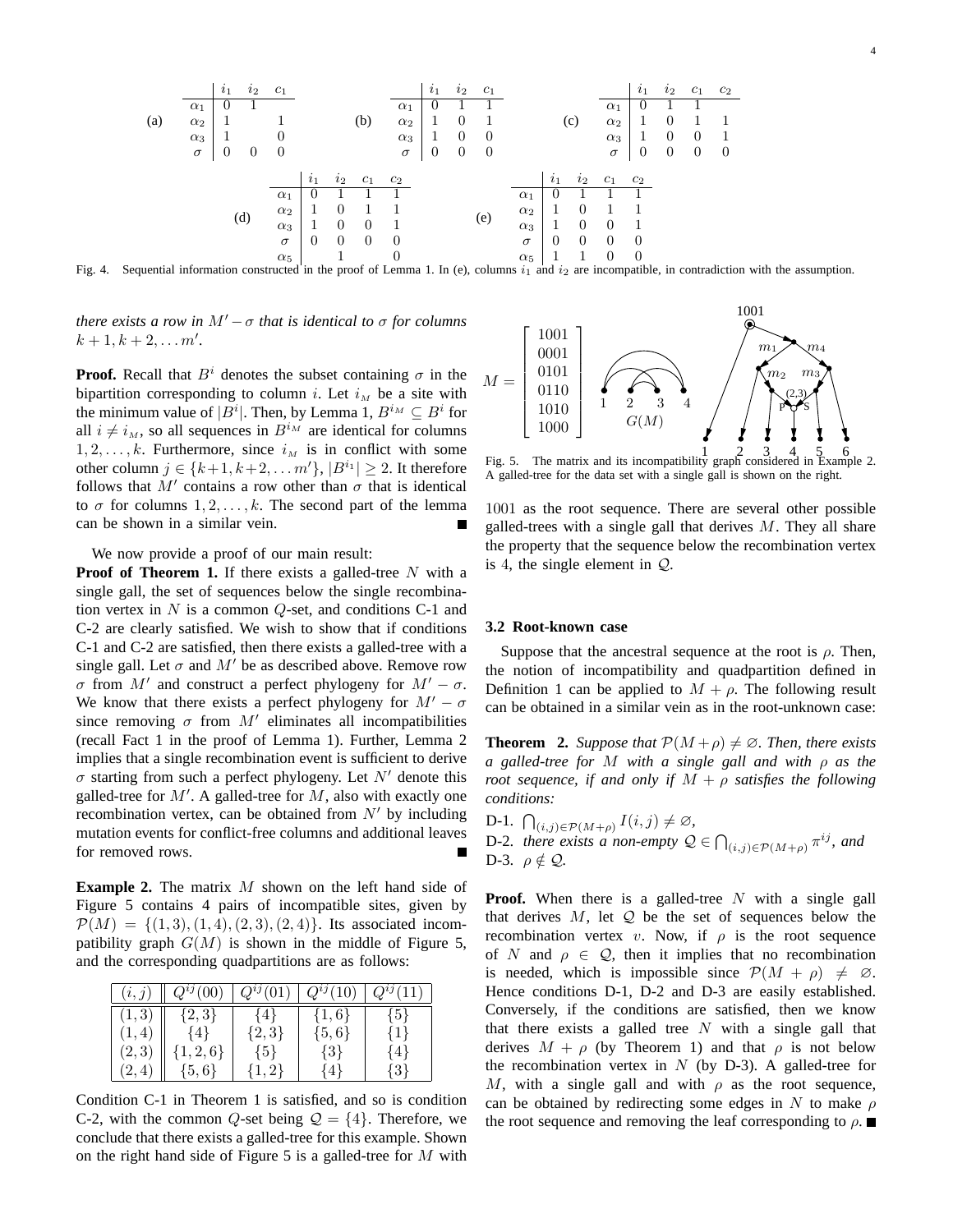(a)

|  | $i_1$ | $i_2$ | $c_1$ |
|---|---|---|---|
| $\alpha_1$ | 0 | 1 |  |
| $\alpha_2$ | 1 |  | 1 |
| $\alpha_3$ | 1 |  | 0 |
| $\sigma$ | 0 | 0 | 0 |

(b)

|  | $i_1$ | $i_2$ | $c_1$ |
|---|---|---|---|
| $\alpha_1$ | 0 | 1 | 1 |
| $\alpha_2$ | 1 | 0 | 1 |
| $\alpha_3$ | 1 | 0 | 0 |
| $\sigma$ | 0 | 0 | 0 |

(c)

|  | $i_1$ | $i_2$ | $c_1$ | $c_2$ |
|---|---|---|---|---|
| $\alpha_1$ | 0 | 1 | 1 |  |
| $\alpha_2$ | 1 | 0 | 1 | 1 |
| $\alpha_3$ | 1 | 0 | 0 | 1 |
| $\sigma$ | 0 | 0 | 0 | 0 |

(d)

|  | $i_1$ | $i_2$ | $c_1$ | $c_2$ |
|---|---|---|---|---|
| $\alpha_1$ | 0 | 1 | 1 | 1 |
| $\alpha_2$ | 1 | 0 | 1 | 1 |
| $\alpha_3$ | 1 | 0 | 0 | 1 |
| $\sigma$ | 0 | 0 | 0 | 0 |
| $\alpha_5$ |  | 1 |  | 0 |

(e)

|  | $i_1$ | $i_2$ | $c_1$ | $c_2$ |
|---|---|---|---|---|
| $\alpha_1$ | 0 | 1 | 1 | 1 |
| $\alpha_2$ | 1 | 0 | 1 | 1 |
| $\alpha_3$ | 1 | 0 | 0 | 1 |
| $\sigma$ | 0 | 0 | 0 | 0 |
| $\alpha_5$ | 1 | 1 | 0 | 0 |

Fig. 4. Sequential information constructed in the proof of Lemma 1. In (e), columns $i_1$ and $i_2$ are incompatible, in contradiction with the assumption.

*there exists a row in $M' - \sigma$ that is identical to $\sigma$ for columns $k+1, k+2, \ldots m'$.*

**Proof.** Recall that $B^i$ denotes the subset containing $\sigma$ in the bipartition corresponding to column $i$. Let $i_M$ be a site with the minimum value of $|B^i|$. Then, by Lemma 1, $B^{i_M} \subseteq B^i$ for all $i \neq i_M$, so all sequences in $B^{i_M}$ are identical for columns $1, 2, \ldots, k$. Furthermore, since $i_M$ is in conflict with some other column $j \in \{k+1, k+2, \ldots m'\}$, $|B^{i_1}| \geq 2$. It therefore follows that $M'$ contains a row other than $\sigma$ that is identical to $\sigma$ for columns $1, 2, \ldots, k$. The second part of the lemma can be shown in a similar vein. ∎

We now provide a proof of our main result:

**Proof of Theorem 1.** If there exists a galled-tree $N$ with a single gall, the set of sequences below the single recombination vertex in $N$ is a common $Q$-set, and conditions C-1 and C-2 are clearly satisfied. We wish to show that if conditions C-1 and C-2 are satisfied, then there exists a galled-tree with a single gall. Let $\sigma$ and $M'$ be as described above. Remove row $\sigma$ from $M'$ and construct a perfect phylogeny for $M' - \sigma$. We know that there exists a perfect phylogeny for $M' - \sigma$ since removing $\sigma$ from $M'$ eliminates all incompatibilities (recall Fact 1 in the proof of Lemma 1). Further, Lemma 2 implies that a single recombination event is sufficient to derive $\sigma$ starting from such a perfect phylogeny. Let $N'$ denote this galled-tree for $M'$. A galled-tree for $M$, also with exactly one recombination vertex, can be obtained from $N'$ by including mutation events for conflict-free columns and additional leaves for removed rows. ∎

**Example 2.** The matrix $M$ shown on the left hand side of Figure 5 contains 4 pairs of incompatible sites, given by $\mathcal{P}(M) = \{(1,3), (1,4), (2,3), (2,4)\}$. Its associated incompatibility graph $G(M)$ is shown in the middle of Figure 5, and the corresponding quadpartitions are as follows:

| $(i,j)$ | $Q^{ij}(00)$ | $Q^{ij}(01)$ | $Q^{ij}(10)$ | $Q^{ij}(11)$ |
|---|---|---|---|---|
| $(1,3)$ | $\{2,3\}$ | $\{4\}$ | $\{1,6\}$ | $\{5\}$ |
| $(1,4)$ | $\{4\}$ | $\{2,3\}$ | $\{5,6\}$ | $\{1\}$ |
| $(2,3)$ | $\{1,2,6\}$ | $\{5\}$ | $\{3\}$ | $\{4\}$ |
| $(2,4)$ | $\{5,6\}$ | $\{1,2\}$ | $\{4\}$ | $\{3\}$ |

Condition C-1 in Theorem 1 is satisfied, and so is condition C-2, with the common $Q$-set being $\mathcal{Q} = \{4\}$. Therefore, we conclude that there exists a galled-tree for this example. Shown on the right hand side of Figure 5 is a galled-tree for $M$ with 1001 as the root sequence. There are several other possible galled-trees with a single gall that derives $M$. They all share the property that the sequence below the recombination vertex is 4, the single element in $\mathcal{Q}$.

$$M = \begin{bmatrix} 1001 \\ 0001 \\ 0101 \\ 0110 \\ 1010 \\ 1000 \end{bmatrix}$$

Fig. 5. The matrix and its incompatibility graph considered in Example 2. A galled-tree for the data set with a single gall is shown on the right.

### 3.2 Root-known case

Suppose that the ancestral sequence at the root is $\rho$. Then, the notion of incompatibility and quadpartition defined in Definition 1 can be applied to $M + \rho$. The following result can be obtained in a similar vein as in the root-unknown case:

**Theorem 2.** *Suppose that $\mathcal{P}(M+\rho) \neq \varnothing$. Then, there exists a galled-tree for $M$ with a single gall and with $\rho$ as the root sequence, if and only if $M + \rho$ satisfies the following conditions:*

D-1. $\bigcap_{(i,j)\in\mathcal{P}(M+\rho)} I(i,j) \neq \varnothing$,

D-2. *there exists a non-empty $\mathcal{Q} \in \bigcap_{(i,j)\notin\mathcal{P}(M+\rho)} \pi^{ij}$, and*

D-3. $\rho \notin \mathcal{Q}$.

**Proof.** When there is a galled-tree $N$ with a single gall that derives $M$, let $\mathcal{Q}$ be the set of sequences below the recombination vertex $v$. Now, if $\rho$ is the root sequence of $N$ and $\rho \in \mathcal{Q}$, then it implies that no recombination is needed, which is impossible since $\mathcal{P}(M+\rho) \neq \varnothing$. Hence conditions D-1, D-2 and D-3 are easily established. Conversely, if the conditions are satisfied, then we know that there exists a galled tree $N$ with a single gall that derives $M + \rho$ (by Theorem 1) and that $\rho$ is not below the recombination vertex in $N$ (by D-3). A galled-tree for $M$, with a single gall and with $\rho$ as the root sequence, can be obtained by redirecting some edges in $N$ to make $\rho$ the root sequence and removing the leaf corresponding to $\rho$. ∎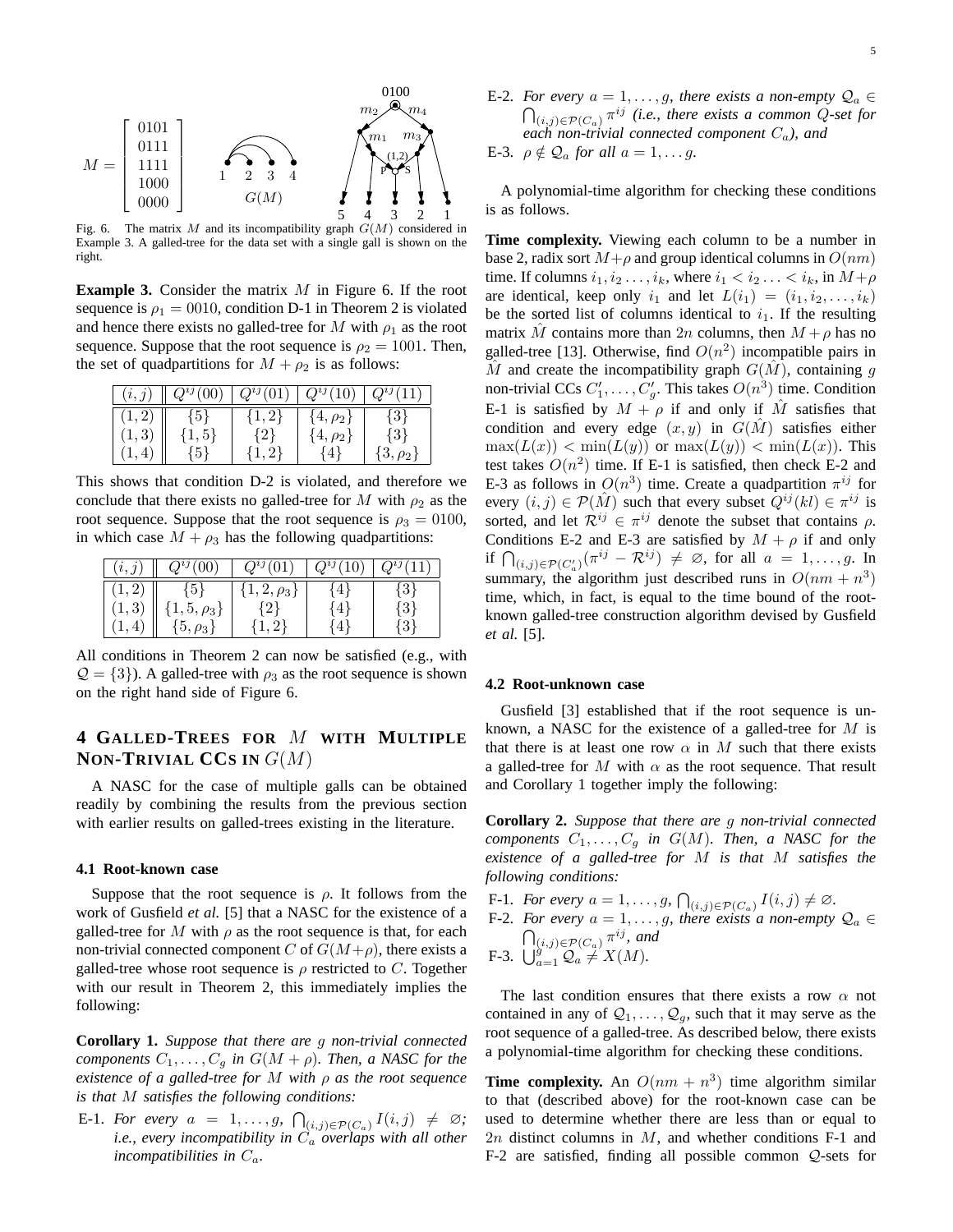$$M = \begin{bmatrix} 0101 \\ 0111 \\ 1111 \\ 1000 \\ 0000 \end{bmatrix}$$

Fig. 6. The matrix $M$ and its incompatibility graph $G(M)$ considered in Example 3. A galled-tree for the data set with a single gall is shown on the right.

**Example 3.** Consider the matrix $M$ in Figure 6. If the root sequence is $\rho_1 = 0010$, condition D-1 in Theorem 2 is violated and hence there exists no galled-tree for $M$ with $\rho_1$ as the root sequence. Suppose that the root sequence is $\rho_2 = 1001$. Then, the set of quadpartitions for $M + \rho_2$ is as follows:

| $(i,j)$ | $Q^{ij}(00)$ | $Q^{ij}(01)$ | $Q^{ij}(10)$ | $Q^{ij}(11)$ |
|---|---|---|---|---|
| $(1,2)$ | $\{5\}$ | $\{1,2\}$ | $\{4,\rho_2\}$ | $\{3\}$ |
| $(1,3)$ | $\{1,5\}$ | $\{2\}$ | $\{4,\rho_2\}$ | $\{3\}$ |
| $(1,4)$ | $\{5\}$ | $\{1,2\}$ | $\{4\}$ | $\{3,\rho_2\}$ |

This shows that condition D-2 is violated, and therefore we conclude that there exists no galled-tree for $M$ with $\rho_2$ as the root sequence. Suppose that the root sequence is $\rho_3 = 0100$, in which case $M + \rho_3$ has the following quadpartitions:

| $(i,j)$ | $Q^{ij}(00)$ | $Q^{ij}(01)$ | $Q^{ij}(10)$ | $Q^{ij}(11)$ |
|---|---|---|---|---|
| $(1,2)$ | $\{5\}$ | $\{1,2,\rho_3\}$ | $\{4\}$ | $\{3\}$ |
| $(1,3)$ | $\{1,5,\rho_3\}$ | $\{2\}$ | $\{4\}$ | $\{3\}$ |
| $(1,4)$ | $\{5,\rho_3\}$ | $\{1,2\}$ | $\{4\}$ | $\{3\}$ |

All conditions in Theorem 2 can now be satisfied (e.g., with $\mathcal{Q} = \{3\}$). A galled-tree with $\rho_3$ as the root sequence is shown on the right hand side of Figure 6.

## 4 Galled-Trees for $M$ with Multiple Non-Trivial CCs in $G(M)$

A NASC for the case of multiple galls can be obtained readily by combining the results from the previous section with earlier results on galled-trees existing in the literature.

### 4.1 Root-known case

Suppose that the root sequence is $\rho$. It follows from the work of Gusfield *et al.* [5] that a NASC for the existence of a galled-tree for $M$ with $\rho$ as the root sequence is that, for each non-trivial connected component $C$ of $G(M+\rho)$, there exists a galled-tree whose root sequence is $\rho$ restricted to $C$. Together with our result in Theorem 2, this immediately implies the following:

**Corollary 1.** *Suppose that there are $g$ non-trivial connected components $C_1, \ldots, C_g$ in $G(M+\rho)$. Then, a NASC for the existence of a galled-tree for $M$ with $\rho$ as the root sequence is that $M$ satisfies the following conditions:*

- E-1. *For every $a = 1, \ldots, g$, $\bigcap_{(i,j)\in\mathcal{P}(C_a)} I(i,j) \neq \varnothing$; i.e., every incompatibility in $C_a$ overlaps with all other incompatibilities in $C_a$.*
- E-2. *For every $a = 1, \ldots, g$, there exists a non-empty $\mathcal{Q}_a \in \bigcap_{(i,j)\in\mathcal{P}(C_a)} \pi^{ij}$ (i.e., there exists a common $Q$-set for each non-trivial connected component $C_a$), and*
- E-3. *$\rho \notin \mathcal{Q}_a$ for all $a = 1, \ldots g$.*

A polynomial-time algorithm for checking these conditions is as follows.

**Time complexity.** Viewing each column to be a number in base 2, radix sort $M+\rho$ and group identical columns in $O(nm)$ time. If columns $i_1, i_2 \ldots, i_k$, where $i_1 < i_2 \ldots < i_k$, in $M+\rho$ are identical, keep only $i_1$ and let $L(i_1) = (i_1, i_2, \ldots, i_k)$ be the sorted list of columns identical to $i_1$. If the resulting matrix $\hat{M}$ contains more than $2n$ columns, then $M+\rho$ has no galled-tree [13]. Otherwise, find $O(n^2)$ incompatible pairs in $\hat{M}$ and create the incompatibility graph $G(\hat{M})$, containing $g$ non-trivial CCs $C'_1, \ldots, C'_g$. This takes $O(n^3)$ time. Condition E-1 is satisfied by $M+\rho$ if and only if $\hat{M}$ satisfies that condition and every edge $(x,y)$ in $G(\hat{M})$ satisfies either $\max(L(x)) < \min(L(y))$ or $\max(L(x)) < \min(L(x))$. This test takes $O(n^2)$ time. If E-1 is satisfied, then check E-2 and E-3 as follows in $O(n^3)$ time. Create a quadpartition $\pi^{ij}$ for every $(i,j) \in \mathcal{P}(\hat{M})$ such that every subset $Q^{ij}(kl) \in \pi^{ij}$ is sorted, and let $\mathcal{R}^{ij} \in \pi^{ij}$ denote the subset that contains $\rho$. Conditions E-2 and E-3 are satisfied by $M+\rho$ if and only if $\bigcap_{(i,j)\in\mathcal{P}(C'_a)} (\pi^{ij} - \mathcal{R}^{ij}) \neq \varnothing$, for all $a = 1, \ldots, g$. In summary, the algorithm just described runs in $O(nm + n^3)$ time, which, in fact, is equal to the time bound of the root-known galled-tree construction algorithm devised by Gusfield *et al.* [5].

### 4.2 Root-unknown case

Gusfield [3] established that if the root sequence is unknown, a NASC for the existence of a galled-tree for $M$ is that there is at least one row $\alpha$ in $M$ such that there exists a galled-tree for $M$ with $\alpha$ as the root sequence. That result and Corollary 1 together imply the following:

**Corollary 2.** *Suppose that there are $g$ non-trivial connected components $C_1, \ldots, C_g$ in $G(M)$. Then, a NASC for the existence of a galled-tree for $M$ is that $M$ satisfies the following conditions:*

- F-1. *For every $a = 1, \ldots, g$, $\bigcap_{(i,j)\in\mathcal{P}(C_a)} I(i,j) \neq \varnothing$.*
- F-2. *For every $a = 1, \ldots, g$, there exists a non-empty $\mathcal{Q}_a \in \bigcap_{(i,j)\in\mathcal{P}(C_a)} \pi^{ij}$, and*
- F-3. *$\bigcup_{a=1}^{g} \mathcal{Q}_a \neq X(M)$.*

The last condition ensures that there exists a row $\alpha$ not contained in any of $\mathcal{Q}_1, \ldots, \mathcal{Q}_g$, such that it may serve as the root sequence of a galled-tree. As described below, there exists a polynomial-time algorithm for checking these conditions.

**Time complexity.** An $O(nm + n^3)$ time algorithm similar to that (described above) for the root-known case can be used to determine whether there are less than or equal to $2n$ distinct columns in $M$, and whether conditions F-1 and F-2 are satisfied, finding all possible common $\mathcal{Q}$-sets for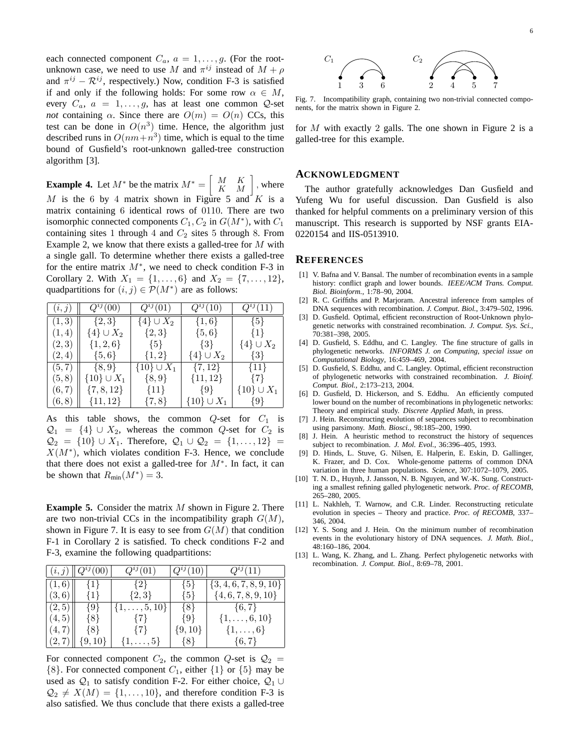each connected component $C_a$, $a = 1, \ldots, g$. (For the root-unknown case, we need to use $M$ and $\pi^{ij}$ instead of $M + \rho$ and $\pi^{ij} - \mathcal{R}^{ij}$, respectively.) Now, condition F-3 is satisfied if and only if the following holds: For some row $\alpha \in M$, every $C_a$, $a = 1, \ldots, g$, has at least one common $\mathcal{Q}$-set *not* containing $\alpha$. Since there are $O(m) = O(n)$ CCs, this test can be done in $O(n^3)$ time. Hence, the algorithm just described runs in $O(nm + n^3)$ time, which is equal to the time bound of Gusfield's root-unknown galled-tree construction algorithm [3].

**Example 4.** Let $M^*$ be the matrix $M^* = \begin{bmatrix} M & K \\ K & M \end{bmatrix}$, where $M$ is the 6 by 4 matrix shown in Figure 5 and $K$ is a matrix containing 6 identical rows of 0110. There are two isomorphic connected components $C_1, C_2$ in $G(M^*)$, with $C_1$ containing sites 1 through 4 and $C_2$ sites 5 through 8. From Example 2, we know that there exists a galled-tree for $M$ with a single gall. To determine whether there exists a galled-tree for the entire matrix $M^*$, we need to check condition F-3 in Corollary 2. With $X_1 = \{1, \ldots, 6\}$ and $X_2 = \{7, \ldots, 12\}$, quadpartitions for $(i, j) \in \mathcal{P}(M^*)$ are as follows:

| $(i,j)$ | $Q^{ij}(00)$ | $Q^{ij}(01)$ | $Q^{ij}(10)$ | $Q^{ij}(11)$ |
|---|---|---|---|---|
| $(1,3)$ | $\{2,3\}$ | $\{4\} \cup X_2$ | $\{1,6\}$ | $\{5\}$ |
| $(1,4)$ | $\{4\} \cup X_2$ | $\{2,3\}$ | $\{5,6\}$ | $\{1\}$ |
| $(2,3)$ | $\{1,2,6\}$ | $\{5\}$ | $\{3\}$ | $\{4\} \cup X_2$ |
| $(2,4)$ | $\{5,6\}$ | $\{1,2\}$ | $\{4\} \cup X_2$ | $\{3\}$ |
| $(5,7)$ | $\{8,9\}$ | $\{10\} \cup X_1$ | $\{7,12\}$ | $\{11\}$ |
| $(5,8)$ | $\{10\} \cup X_1$ | $\{8,9\}$ | $\{11,12\}$ | $\{7\}$ |
| $(6,7)$ | $\{7,8,12\}$ | $\{11\}$ | $\{9\}$ | $\{10\} \cup X_1$ |
| $(6,8)$ | $\{11,12\}$ | $\{7,8\}$ | $\{10\} \cup X_1$ | $\{9\}$ |

As this table shows, the common $Q$-set for $C_1$ is $\mathcal{Q}_1 = \{4\} \cup X_2$, whereas the common $Q$-set for $C_2$ is $\mathcal{Q}_2 = \{10\} \cup X_1$. Therefore, $\mathcal{Q}_1 \cup \mathcal{Q}_2 = \{1, \ldots, 12\} = X(M^*)$, which violates condition F-3. Hence, we conclude that there does not exist a galled-tree for $M^*$. In fact, it can be shown that $R_{\min}(M^*) = 3$.

**Example 5.** Consider the matrix $M$ shown in Figure 2. There are two non-trivial CCs in the incompatibility graph $G(M)$, shown in Figure 7. It is easy to see from $G(M)$ that condition F-1 in Corollary 2 is satisfied. To check conditions F-2 and F-3, examine the following quadpartitions:

| $(i,j)$ | $Q^{ij}(00)$ | $Q^{ij}(01)$ | $Q^{ij}(10)$ | $Q^{ij}(11)$ |
|---|---|---|---|---|
| $(1,6)$ | $\{1\}$ | $\{2\}$ | $\{5\}$ | $\{3,4,6,7,8,9,10\}$ |
| $(3,6)$ | $\{1\}$ | $\{2,3\}$ | $\{5\}$ | $\{4,6,7,8,9,10\}$ |
| $(2,5)$ | $\{9\}$ | $\{1,\ldots,5,10\}$ | $\{8\}$ | $\{6,7\}$ |
| $(4,5)$ | $\{8\}$ | $\{7\}$ | $\{9\}$ | $\{1,\ldots,6,10\}$ |
| $(4,7)$ | $\{8\}$ | $\{7\}$ | $\{9,10\}$ | $\{1,\ldots,6\}$ |
| $(2,7)$ | $\{9,10\}$ | $\{1,\ldots,5\}$ | $\{8\}$ | $\{6,7\}$ |

For connected component $C_2$, the common $Q$-set is $\mathcal{Q}_2 = \{8\}$. For connected component $C_1$, either $\{1\}$ or $\{5\}$ may be used as $\mathcal{Q}_1$ to satisfy condition F-2. For either choice, $\mathcal{Q}_1 \cup \mathcal{Q}_2 \neq X(M) = \{1, \ldots, 10\}$, and therefore condition F-3 is also satisfied. We thus conclude that there exists a galled-tree for $M$ with exactly 2 galls. The one shown in Figure 2 is a galled-tree for this example.

$C_1$ $C_2$

1 3 6 2 4 5 7

Fig. 7. Incompatibility graph, containing two non-trivial connected components, for the matrix shown in Figure 2.

## ACKNOWLEDGMENT

The author gratefully acknowledges Dan Gusfield and Yufeng Wu for useful discussion. Dan Gusfield is also thanked for helpful comments on a preliminary version of this manuscript. This research is supported by NSF grants EIA-0220154 and IIS-0513910.

## REFERENCES

[1] V. Bafna and V. Bansal. The number of recombination events in a sample history: conflict graph and lower bounds. *IEEE/ACM Trans. Comput. Biol. Bioinform.*, 1:78–90, 2004.

[2] R. C. Griffiths and P. Marjoram. Ancestral inference from samples of DNA sequences with recombination. *J. Comput. Biol.*, 3:479–502, 1996.

[3] D. Gusfield. Optimal, efficient reconstruction of Root-Unknown phylogenetic networks with constrained recombination. *J. Comput. Sys. Sci.*, 70:381–398, 2005.

[4] D. Gusfield, S. Eddhu, and C. Langley. The fine structure of galls in phylogenetic networks. *INFORMS J. on Computing, special issue on Computational Biology*, 16:459–469, 2004.

[5] D. Gusfield, S. Eddhu, and C. Langley. Optimal, efficient reconstruction of phylogenetic networks with constrained recombination. *J. Bioinf. Comput. Biol.*, 2:173–213, 2004.

[6] D. Gusfield, D. Hickerson, and S. Eddhu. An efficiently computed lower bound on the number of recombinations in phylogenetic networks: Theory and empirical study. *Discrete Applied Math*, in press.

[7] J. Hein. Reconstructing evolution of sequences subject to recombination using parsimony. *Math. Biosci.*, 98:185–200, 1990.

[8] J. Hein. A heuristic method to reconstruct the history of sequences subject to recombination. *J. Mol. Evol.*, 36:396–405, 1993.

[9] D. Hinds, L. Stuve, G. Nilsen, E. Halperin, E. Eskin, D. Gallinger, K. Frazer, and D. Cox. Whole-genome patterns of common DNA variation in three human populations. *Science*, 307:1072–1079, 2005.

[10] T. N. D., Huynh, J. Jansson, N. B. Nguyen, and W.-K. Sung. Constructing a smallest refining galled phylogenetic network. *Proc. of RECOMB*, 265–280, 2005.

[11] L. Nakhleh, T. Warnow, and C.R. Linder. Reconstructing reticulate evolution in species – Theory and practice. *Proc. of RECOMB*, 337–346, 2004.

[12] Y. S. Song and J. Hein. On the minimum number of recombination events in the evolutionary history of DNA sequences. *J. Math. Biol.*, 48:160–186, 2004.

[13] L. Wang, K. Zhang, and L. Zhang. Perfect phylogenetic networks with recombination. *J. Comput. Biol.*, 8:69–78, 2001.